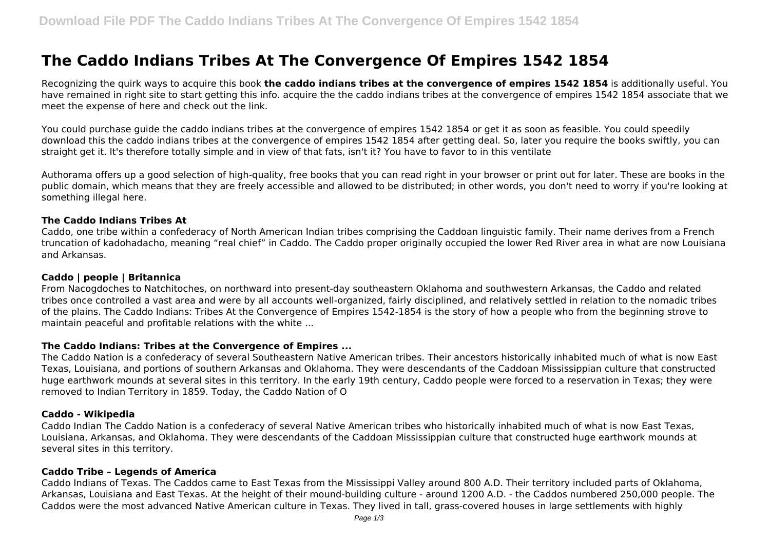# The Caddo Indians Tribes At The Convergence Of Empires 1542 1854

Recognizing the quirk ways to acquire this book **the caddo indians tribes at the convergence of empires 1542 1854** is additionally useful. You have remained in right site to start getting this info. acquire the the caddo indians tribes at the convergence of empires 1542 1854 associate that we meet the expense of here and check out the link.

You could purchase guide the caddo indians tribes at the convergence of empires 1542 1854 or get it as soon as feasible. You could speedily download this the caddo indians tribes at the convergence of empires 1542 1854 after getting deal. So, later you require the books swiftly, you can straight get it. It's therefore totally simple and in view of that fats, isn't it? You have to favor to in this ventilate

Authorama offers up a good selection of high-quality, free books that you can read right in your browser or print out for later. These are books in the public domain, which means that they are freely accessible and allowed to be distributed; in other words, you don't need to worry if you're looking at something illegal here.

### The Caddo Indians Tribes At

Caddo, one tribe within a confederacy of North American Indian tribes comprising the Caddoan linguistic family. Their name derives from a French truncation of kadohadacho, meaning "real chief" in Caddo. The Caddo proper originally occupied the lower Red River area in what are now Louisiana and Arkansas.

### Caddo | people | Britannica

From Nacogdoches to Natchitoches, on northward into present-day southeastern Oklahoma and southwestern Arkansas, the Caddo and related tribes once controlled a vast area and were by all accounts well-organized, fairly disciplined, and relatively settled in relation to the nomadic tribes of the plains. The Caddo Indians: Tribes At the Convergence of Empires 1542-1854 is the story of how a people who from the beginning strove to maintain peaceful and profitable relations with the white ...

### The Caddo Indians: Tribes at the Convergence of Empires ...

The Caddo Nation is a confederacy of several Southeastern Native American tribes. Their ancestors historically inhabited much of what is now East Texas, Louisiana, and portions of southern Arkansas and Oklahoma. They were descendants of the Caddoan Mississippian culture that constructed huge earthwork mounds at several sites in this territory. In the early 19th century, Caddo people were forced to a reservation in Texas; they were removed to Indian Territory in 1859. Today, the Caddo Nation of O

### Caddo - Wikipedia

Caddo Indian The Caddo Nation is a confederacy of several Native American tribes who historically inhabited much of what is now East Texas, Louisiana, Arkansas, and Oklahoma. They were descendants of the Caddoan Mississippian culture that constructed huge earthwork mounds at several sites in this territory.

### Caddo Tribe – Legends of America

Caddo Indians of Texas. The Caddos came to East Texas from the Mississippi Valley around 800 A.D. Their territory included parts of Oklahoma, Arkansas, Louisiana and East Texas. At the height of their mound-building culture - around 1200 A.D. - the Caddos numbered 250,000 people. The Caddos were the most advanced Native American culture in Texas. They lived in tall, grass-covered houses in large settlements with highly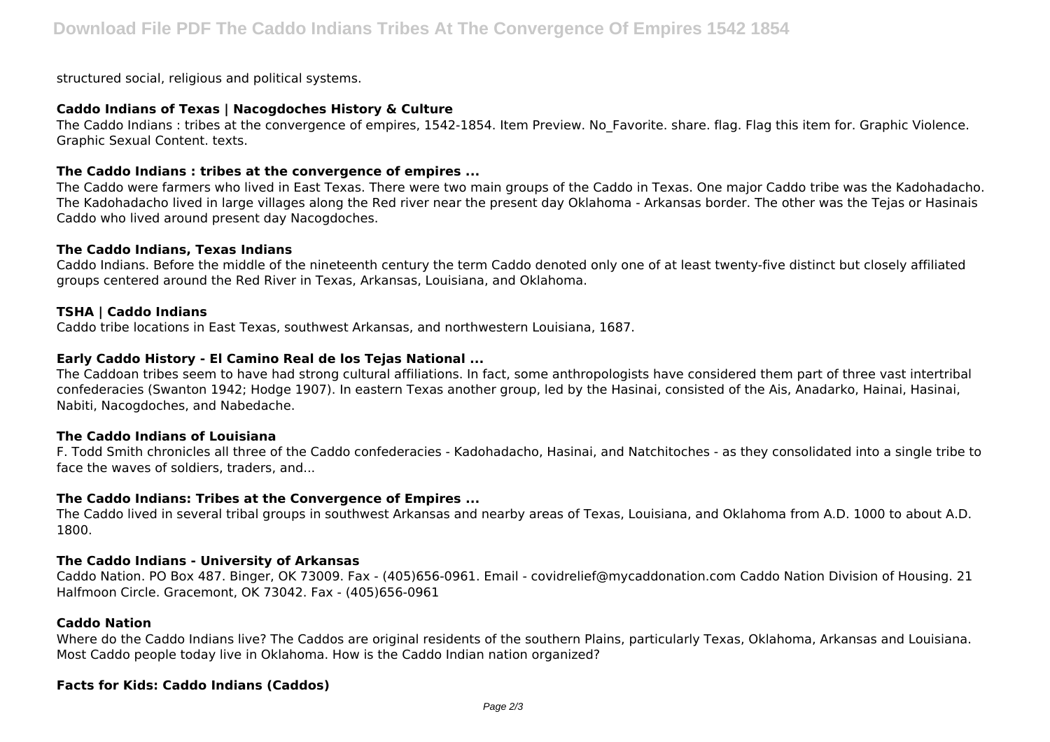structured social, religious and political systems.

### Caddo Indians of Texas | Nacogdoches History & Culture

The Caddo Indians : tribes at the convergence of empires, 1542-1854. Item Preview. No_Favorite. share. flag. Flag this item for. Graphic Violence. Graphic Sexual Content. texts.

### The Caddo Indians : tribes at the convergence of empires ...

The Caddo were farmers who lived in East Texas. There were two main groups of the Caddo in Texas. One major Caddo tribe was the Kadohadacho. The Kadohadacho lived in large villages along the Red river near the present day Oklahoma - Arkansas border. The other was the Tejas or Hasinais Caddo who lived around present day Nacogdoches.

### The Caddo Indians, Texas Indians

Caddo Indians. Before the middle of the nineteenth century the term Caddo denoted only one of at least twenty-five distinct but closely affiliated groups centered around the Red River in Texas, Arkansas, Louisiana, and Oklahoma.

### TSHA | Caddo Indians

Caddo tribe locations in East Texas, southwest Arkansas, and northwestern Louisiana, 1687.

### Early Caddo History - El Camino Real de los Tejas National ...

The Caddoan tribes seem to have had strong cultural affiliations. In fact, some anthropologists have considered them part of three vast intertribal confederacies (Swanton 1942; Hodge 1907). In eastern Texas another group, led by the Hasinai, consisted of the Ais, Anadarko, Hainai, Hasinai, Nabiti, Nacogdoches, and Nabedache.

### The Caddo Indians of Louisiana

F. Todd Smith chronicles all three of the Caddo confederacies - Kadohadacho, Hasinai, and Natchitoches - as they consolidated into a single tribe to face the waves of soldiers, traders, and...

### The Caddo Indians: Tribes at the Convergence of Empires ...

The Caddo lived in several tribal groups in southwest Arkansas and nearby areas of Texas, Louisiana, and Oklahoma from A.D. 1000 to about A.D. 1800.

### The Caddo Indians - University of Arkansas

Caddo Nation. PO Box 487. Binger, OK 73009. Fax - (405)656-0961. Email - covidrelief@mycaddonation.com Caddo Nation Division of Housing. 21 Halfmoon Circle. Gracemont, OK 73042. Fax - (405)656-0961

### Caddo Nation

Where do the Caddo Indians live? The Caddos are original residents of the southern Plains, particularly Texas, Oklahoma, Arkansas and Louisiana. Most Caddo people today live in Oklahoma. How is the Caddo Indian nation organized?

### Facts for Kids: Caddo Indians (Caddos)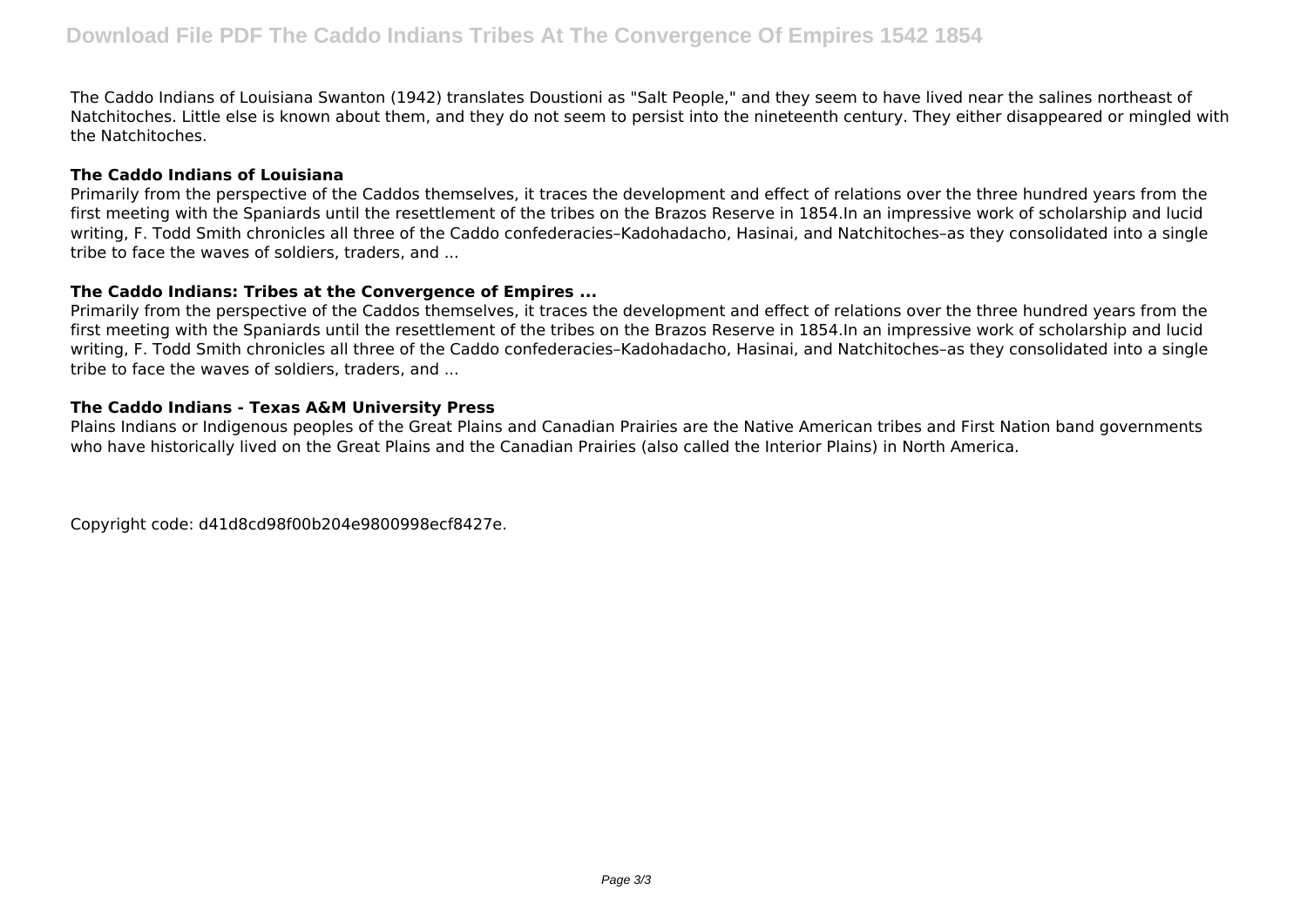The Caddo Indians of Louisiana Swanton (1942) translates Doustioni as "Salt People," and they seem to have lived near the salines northeast of Natchitoches. Little else is known about them, and they do not seem to persist into the nineteenth century. They either disappeared or mingled with the Natchitoches.

**The Caddo Indians of Louisiana**

Primarily from the perspective of the Caddos themselves, it traces the development and effect of relations over the three hundred years from the first meeting with the Spaniards until the resettlement of the tribes on the Brazos Reserve in 1854.In an impressive work of scholarship and lucid writing, F. Todd Smith chronicles all three of the Caddo confederacies–Kadohadacho, Hasinai, and Natchitoches–as they consolidated into a single tribe to face the waves of soldiers, traders, and ...

**The Caddo Indians: Tribes at the Convergence of Empires ...**

Primarily from the perspective of the Caddos themselves, it traces the development and effect of relations over the three hundred years from the first meeting with the Spaniards until the resettlement of the tribes on the Brazos Reserve in 1854.In an impressive work of scholarship and lucid writing, F. Todd Smith chronicles all three of the Caddo confederacies–Kadohadacho, Hasinai, and Natchitoches–as they consolidated into a single tribe to face the waves of soldiers, traders, and ...

**The Caddo Indians - Texas A&M University Press**

Plains Indians or Indigenous peoples of the Great Plains and Canadian Prairies are the Native American tribes and First Nation band governments who have historically lived on the Great Plains and the Canadian Prairies (also called the Interior Plains) in North America.

Copyright code: d41d8cd98f00b204e9800998ecf8427e.